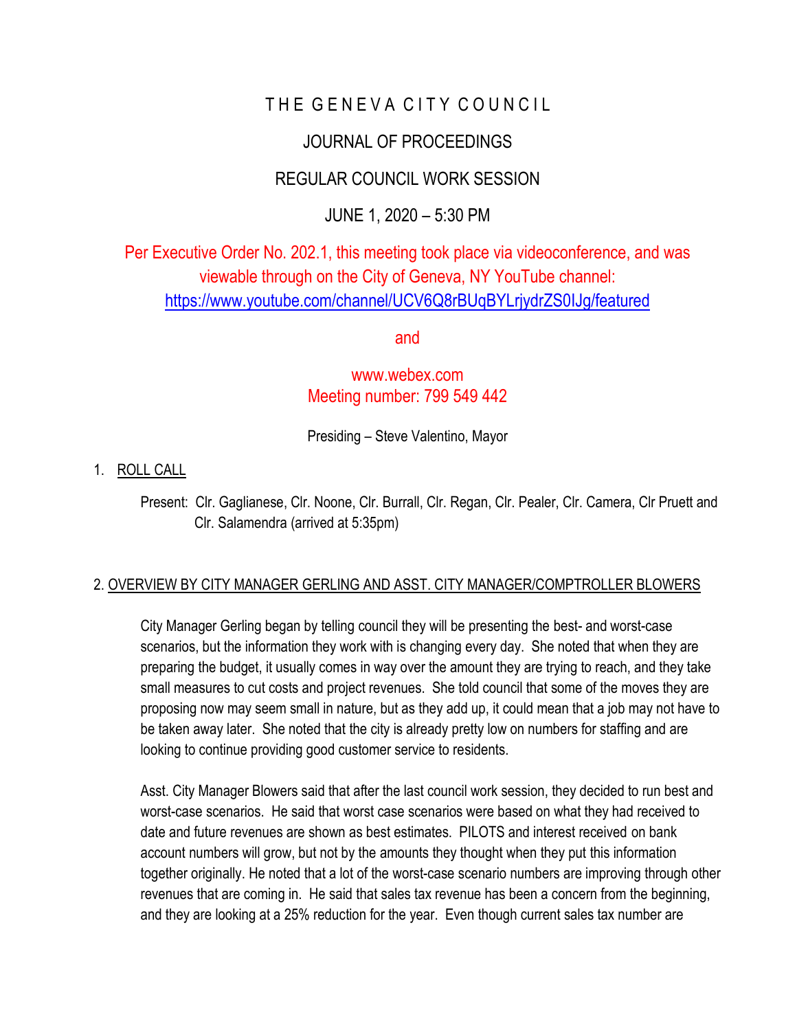# THE GENEVA CITY COUNCIL

## JOURNAL OF PROCEEDINGS

## REGULAR COUNCIL WORK SESSION

## JUNE 1, 2020 – 5:30 PM

Per Executive Order No. 202.1, this meeting took place via videoconference, and was viewable through on the City of Geneva, NY YouTube channel: https://www.youtube.com/channel/UCV6Q8rBUqBYLrjydrZS0IJg/featured

and

www.webex.com
Meeting number: 799 549 442

Presiding – Steve Valentino, Mayor

1. ROLL CALL

   Present: Clr. Gaglianese, Clr. Noone, Clr. Burrall, Clr. Regan, Clr. Pealer, Clr. Camera, Clr Pruett and Clr. Salamendra (arrived at 5:35pm)

2. OVERVIEW BY CITY MANAGER GERLING AND ASST. CITY MANAGER/COMPTROLLER BLOWERS

   City Manager Gerling began by telling council they will be presenting the best- and worst-case scenarios, but the information they work with is changing every day. She noted that when they are preparing the budget, it usually comes in way over the amount they are trying to reach, and they take small measures to cut costs and project revenues. She told council that some of the moves they are proposing now may seem small in nature, but as they add up, it could mean that a job may not have to be taken away later. She noted that the city is already pretty low on numbers for staffing and are looking to continue providing good customer service to residents.

   Asst. City Manager Blowers said that after the last council work session, they decided to run best and worst-case scenarios. He said that worst case scenarios were based on what they had received to date and future revenues are shown as best estimates. PILOTS and interest received on bank account numbers will grow, but not by the amounts they thought when they put this information together originally. He noted that a lot of the worst-case scenario numbers are improving through other revenues that are coming in. He said that sales tax revenue has been a concern from the beginning, and they are looking at a 25% reduction for the year. Even though current sales tax number are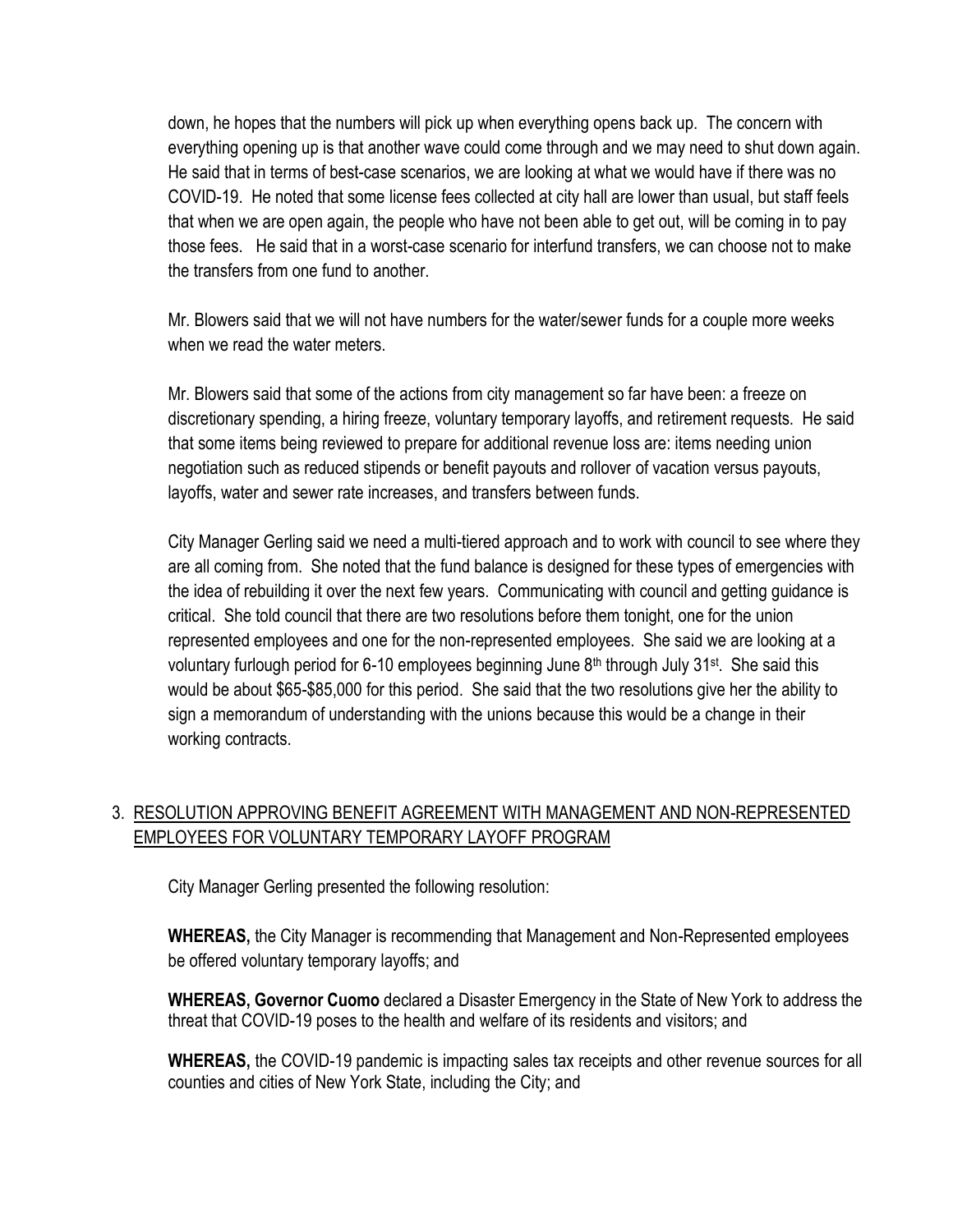down, he hopes that the numbers will pick up when everything opens back up. The concern with everything opening up is that another wave could come through and we may need to shut down again. He said that in terms of best-case scenarios, we are looking at what we would have if there was no COVID-19. He noted that some license fees collected at city hall are lower than usual, but staff feels that when we are open again, the people who have not been able to get out, will be coming in to pay those fees. He said that in a worst-case scenario for interfund transfers, we can choose not to make the transfers from one fund to another.

Mr. Blowers said that we will not have numbers for the water/sewer funds for a couple more weeks when we read the water meters.

Mr. Blowers said that some of the actions from city management so far have been: a freeze on discretionary spending, a hiring freeze, voluntary temporary layoffs, and retirement requests. He said that some items being reviewed to prepare for additional revenue loss are: items needing union negotiation such as reduced stipends or benefit payouts and rollover of vacation versus payouts, layoffs, water and sewer rate increases, and transfers between funds.

City Manager Gerling said we need a multi-tiered approach and to work with council to see where they are all coming from. She noted that the fund balance is designed for these types of emergencies with the idea of rebuilding it over the next few years. Communicating with council and getting guidance is critical. She told council that there are two resolutions before them tonight, one for the union represented employees and one for the non-represented employees. She said we are looking at a voluntary furlough period for 6-10 employees beginning June 8th through July 31st. She said this would be about $65-$85,000 for this period. She said that the two resolutions give her the ability to sign a memorandum of understanding with the unions because this would be a change in their working contracts.

3. RESOLUTION APPROVING BENEFIT AGREEMENT WITH MANAGEMENT AND NON-REPRESENTED EMPLOYEES FOR VOLUNTARY TEMPORARY LAYOFF PROGRAM

City Manager Gerling presented the following resolution:

**WHEREAS,** the City Manager is recommending that Management and Non-Represented employees be offered voluntary temporary layoffs; and

**WHEREAS, Governor Cuomo** declared a Disaster Emergency in the State of New York to address the threat that COVID-19 poses to the health and welfare of its residents and visitors; and

**WHEREAS,** the COVID-19 pandemic is impacting sales tax receipts and other revenue sources for all counties and cities of New York State, including the City; and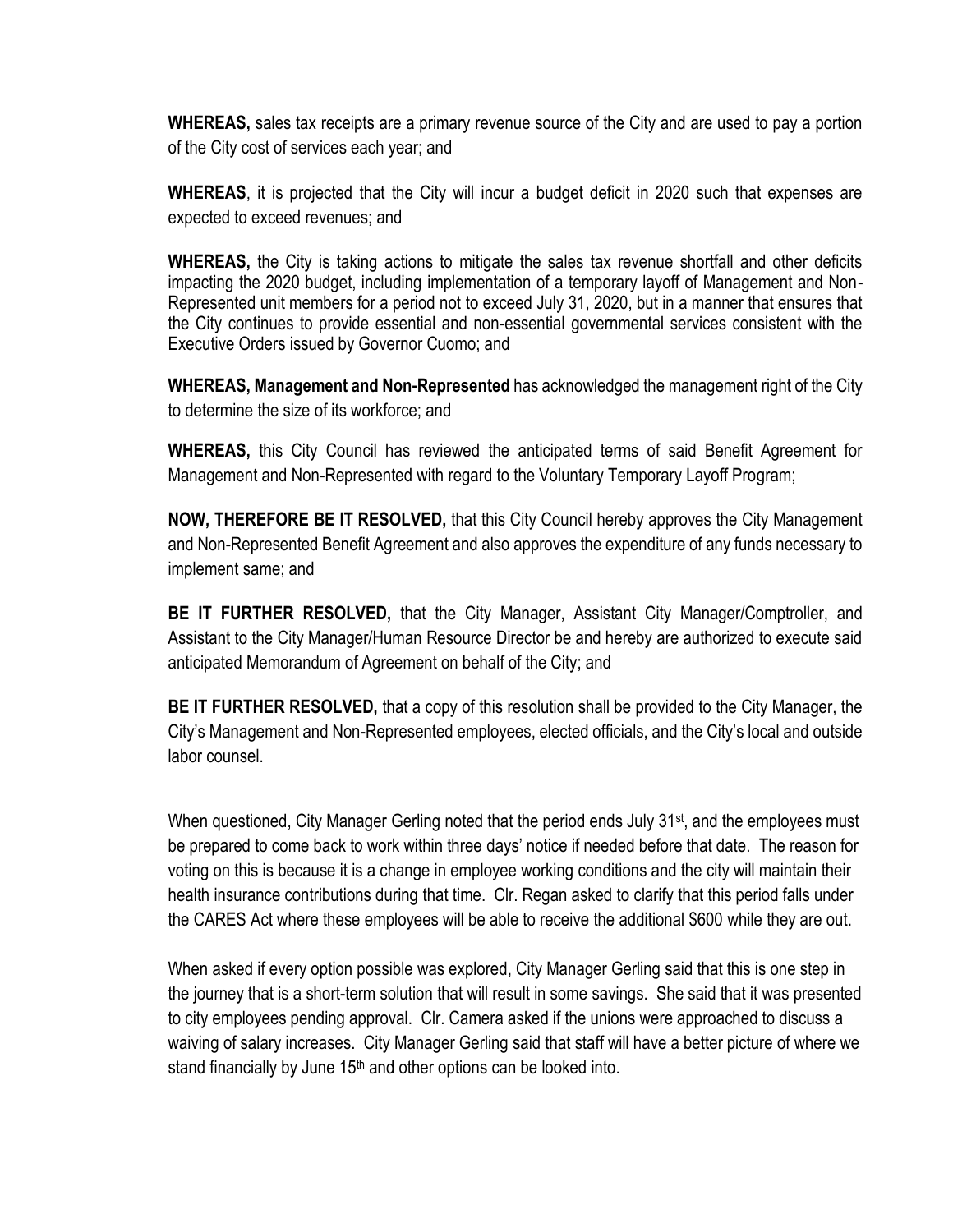**WHEREAS,** sales tax receipts are a primary revenue source of the City and are used to pay a portion of the City cost of services each year; and

**WHEREAS**, it is projected that the City will incur a budget deficit in 2020 such that expenses are expected to exceed revenues; and

**WHEREAS,** the City is taking actions to mitigate the sales tax revenue shortfall and other deficits impacting the 2020 budget, including implementation of a temporary layoff of Management and Non-Represented unit members for a period not to exceed July 31, 2020, but in a manner that ensures that the City continues to provide essential and non-essential governmental services consistent with the Executive Orders issued by Governor Cuomo; and

**WHEREAS, Management and Non-Represented** has acknowledged the management right of the City to determine the size of its workforce; and

**WHEREAS,** this City Council has reviewed the anticipated terms of said Benefit Agreement for Management and Non-Represented with regard to the Voluntary Temporary Layoff Program;

**NOW, THEREFORE BE IT RESOLVED,** that this City Council hereby approves the City Management and Non-Represented Benefit Agreement and also approves the expenditure of any funds necessary to implement same; and

**BE IT FURTHER RESOLVED,** that the City Manager, Assistant City Manager/Comptroller, and Assistant to the City Manager/Human Resource Director be and hereby are authorized to execute said anticipated Memorandum of Agreement on behalf of the City; and

**BE IT FURTHER RESOLVED,** that a copy of this resolution shall be provided to the City Manager, the City's Management and Non-Represented employees, elected officials, and the City's local and outside labor counsel.

When questioned, City Manager Gerling noted that the period ends July 31st, and the employees must be prepared to come back to work within three days' notice if needed before that date. The reason for voting on this is because it is a change in employee working conditions and the city will maintain their health insurance contributions during that time. Clr. Regan asked to clarify that this period falls under the CARES Act where these employees will be able to receive the additional $600 while they are out.

When asked if every option possible was explored, City Manager Gerling said that this is one step in the journey that is a short-term solution that will result in some savings. She said that it was presented to city employees pending approval. Clr. Camera asked if the unions were approached to discuss a waiving of salary increases. City Manager Gerling said that staff will have a better picture of where we stand financially by June 15th and other options can be looked into.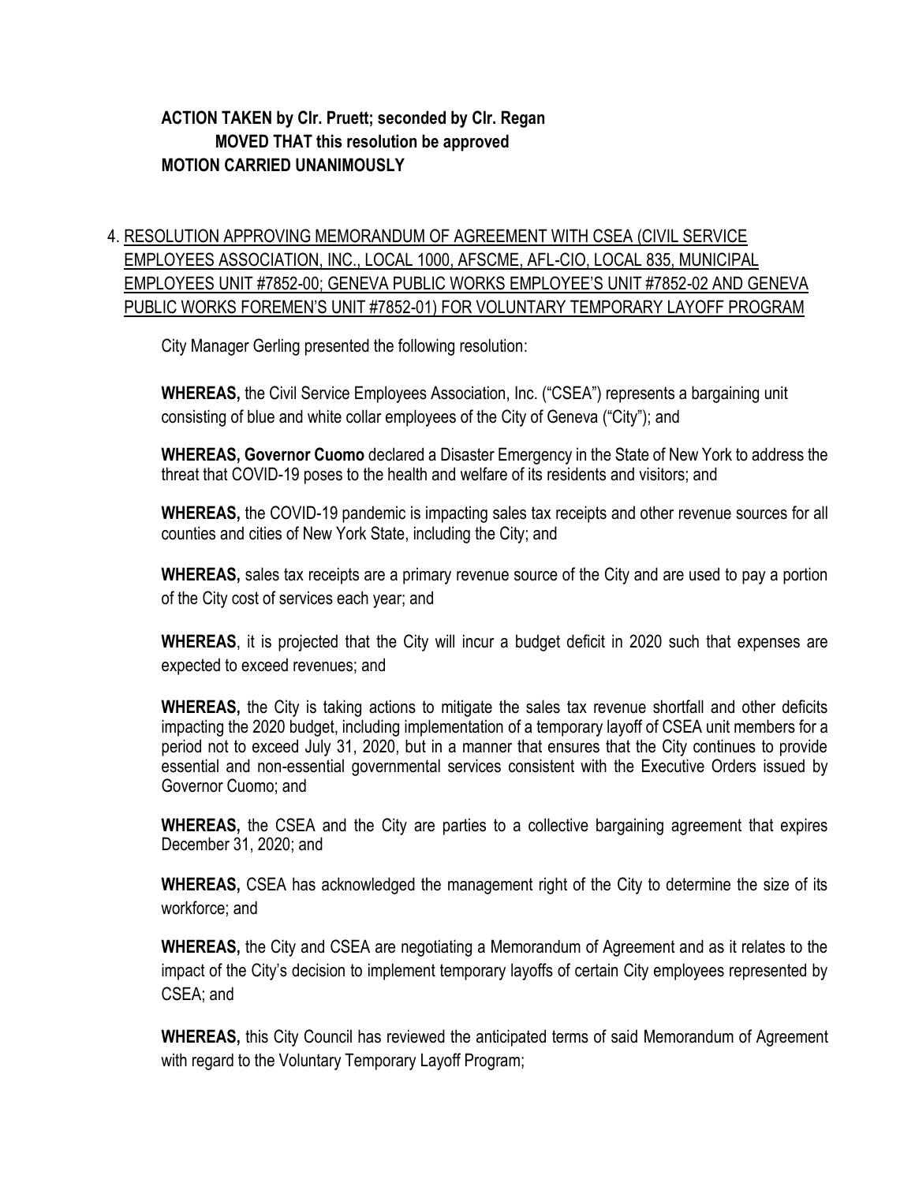**ACTION TAKEN by Clr. Pruett; seconded by Clr. Regan**
**MOVED THAT this resolution be approved**
**MOTION CARRIED UNANIMOUSLY**

4. RESOLUTION APPROVING MEMORANDUM OF AGREEMENT WITH CSEA (CIVIL SERVICE EMPLOYEES ASSOCIATION, INC., LOCAL 1000, AFSCME, AFL-CIO, LOCAL 835, MUNICIPAL EMPLOYEES UNIT #7852-00; GENEVA PUBLIC WORKS EMPLOYEE'S UNIT #7852-02 AND GENEVA PUBLIC WORKS FOREMEN'S UNIT #7852-01) FOR VOLUNTARY TEMPORARY LAYOFF PROGRAM

City Manager Gerling presented the following resolution:

**WHEREAS,** the Civil Service Employees Association, Inc. ("CSEA") represents a bargaining unit consisting of blue and white collar employees of the City of Geneva ("City"); and

**WHEREAS, Governor Cuomo** declared a Disaster Emergency in the State of New York to address the threat that COVID-19 poses to the health and welfare of its residents and visitors; and

**WHEREAS,** the COVID-19 pandemic is impacting sales tax receipts and other revenue sources for all counties and cities of New York State, including the City; and

**WHEREAS,** sales tax receipts are a primary revenue source of the City and are used to pay a portion of the City cost of services each year; and

**WHEREAS**, it is projected that the City will incur a budget deficit in 2020 such that expenses are expected to exceed revenues; and

**WHEREAS,** the City is taking actions to mitigate the sales tax revenue shortfall and other deficits impacting the 2020 budget, including implementation of a temporary layoff of CSEA unit members for a period not to exceed July 31, 2020, but in a manner that ensures that the City continues to provide essential and non-essential governmental services consistent with the Executive Orders issued by Governor Cuomo; and

**WHEREAS,** the CSEA and the City are parties to a collective bargaining agreement that expires December 31, 2020; and

**WHEREAS,** CSEA has acknowledged the management right of the City to determine the size of its workforce; and

**WHEREAS,** the City and CSEA are negotiating a Memorandum of Agreement and as it relates to the impact of the City's decision to implement temporary layoffs of certain City employees represented by CSEA; and

**WHEREAS,** this City Council has reviewed the anticipated terms of said Memorandum of Agreement with regard to the Voluntary Temporary Layoff Program;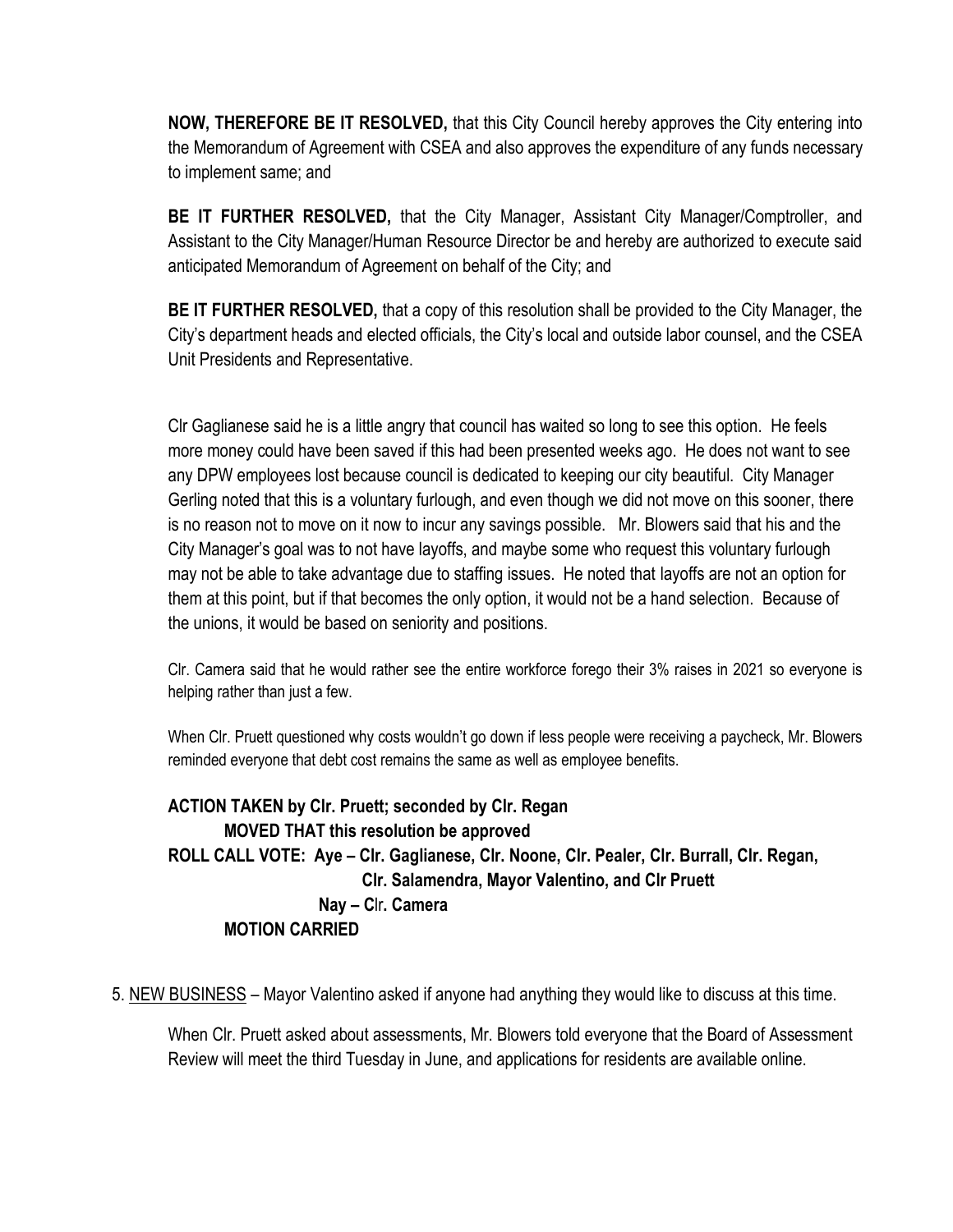**NOW, THEREFORE BE IT RESOLVED,** that this City Council hereby approves the City entering into the Memorandum of Agreement with CSEA and also approves the expenditure of any funds necessary to implement same; and

**BE IT FURTHER RESOLVED,** that the City Manager, Assistant City Manager/Comptroller, and Assistant to the City Manager/Human Resource Director be and hereby are authorized to execute said anticipated Memorandum of Agreement on behalf of the City; and

**BE IT FURTHER RESOLVED,** that a copy of this resolution shall be provided to the City Manager, the City's department heads and elected officials, the City's local and outside labor counsel, and the CSEA Unit Presidents and Representative.

Clr Gaglianese said he is a little angry that council has waited so long to see this option. He feels more money could have been saved if this had been presented weeks ago. He does not want to see any DPW employees lost because council is dedicated to keeping our city beautiful. City Manager Gerling noted that this is a voluntary furlough, and even though we did not move on this sooner, there is no reason not to move on it now to incur any savings possible. Mr. Blowers said that his and the City Manager's goal was to not have layoffs, and maybe some who request this voluntary furlough may not be able to take advantage due to staffing issues. He noted that layoffs are not an option for them at this point, but if that becomes the only option, it would not be a hand selection. Because of the unions, it would be based on seniority and positions.

Clr. Camera said that he would rather see the entire workforce forego their 3% raises in 2021 so everyone is helping rather than just a few.

When Clr. Pruett questioned why costs wouldn't go down if less people were receiving a paycheck, Mr. Blowers reminded everyone that debt cost remains the same as well as employee benefits.

**ACTION TAKEN by Clr. Pruett; seconded by Clr. Regan**
**MOVED THAT this resolution be approved**
**ROLL CALL VOTE: Aye – Clr. Gaglianese, Clr. Noone, Clr. Pealer, Clr. Burrall, Clr. Regan, Clr. Salamendra, Mayor Valentino, and Clr Pruett**
**Nay – Clr. Camera**
**MOTION CARRIED**

5. NEW BUSINESS – Mayor Valentino asked if anyone had anything they would like to discuss at this time.

When Clr. Pruett asked about assessments, Mr. Blowers told everyone that the Board of Assessment Review will meet the third Tuesday in June, and applications for residents are available online.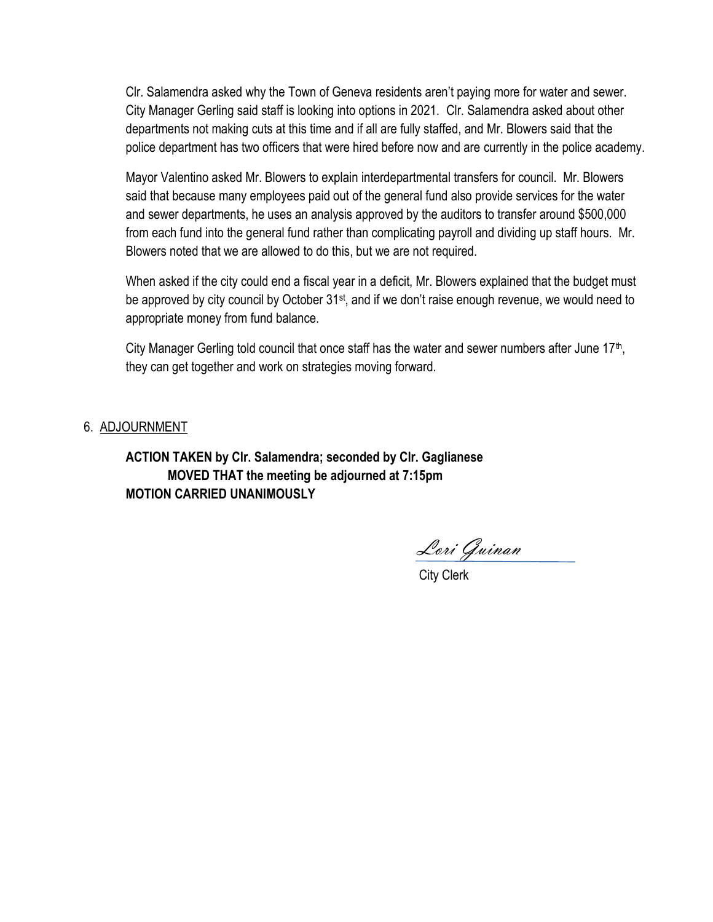Clr. Salamendra asked why the Town of Geneva residents aren't paying more for water and sewer. City Manager Gerling said staff is looking into options in 2021. Clr. Salamendra asked about other departments not making cuts at this time and if all are fully staffed, and Mr. Blowers said that the police department has two officers that were hired before now and are currently in the police academy.

Mayor Valentino asked Mr. Blowers to explain interdepartmental transfers for council. Mr. Blowers said that because many employees paid out of the general fund also provide services for the water and sewer departments, he uses an analysis approved by the auditors to transfer around $500,000 from each fund into the general fund rather than complicating payroll and dividing up staff hours. Mr. Blowers noted that we are allowed to do this, but we are not required.

When asked if the city could end a fiscal year in a deficit, Mr. Blowers explained that the budget must be approved by city council by October 31st, and if we don't raise enough revenue, we would need to appropriate money from fund balance.

City Manager Gerling told council that once staff has the water and sewer numbers after June 17th, they can get together and work on strategies moving forward.

6. ADJOURNMENT

**ACTION TAKEN by Clr. Salamendra; seconded by Clr. Gaglianese**
**MOVED THAT the meeting be adjourned at 7:15pm**
**MOTION CARRIED UNANIMOUSLY**

*Lori Guinan*

City Clerk